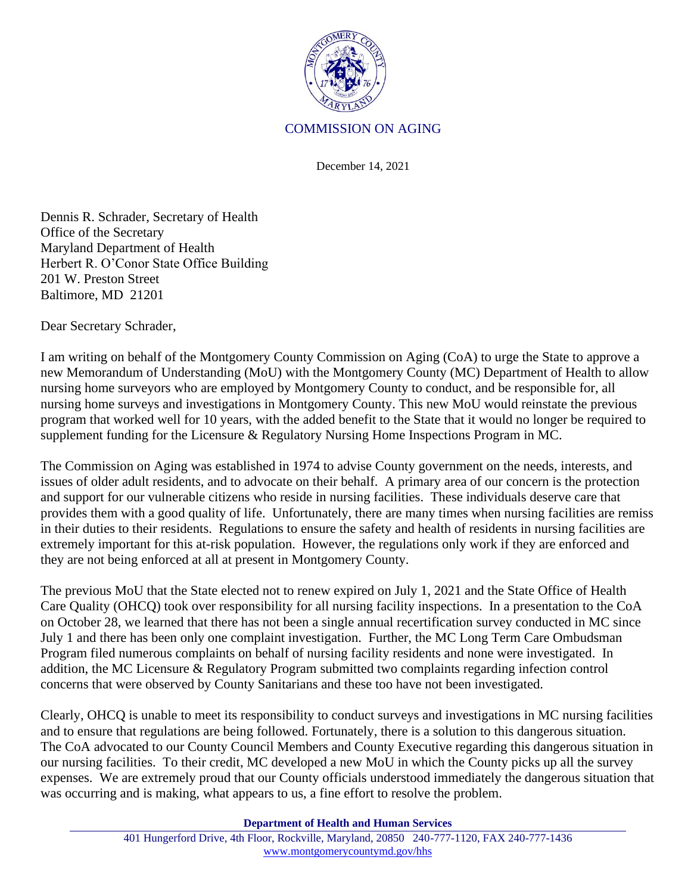COMMISSION ON AGING

December 14, 2021

Dennis R. Schrader, Secretary of Health
Office of the Secretary
Maryland Department of Health
Herbert R. O'Conor State Office Building
201 W. Preston Street
Baltimore, MD 21201

Dear Secretary Schrader,

I am writing on behalf of the Montgomery County Commission on Aging (CoA) to urge the State to approve a new Memorandum of Understanding (MoU) with the Montgomery County (MC) Department of Health to allow nursing home surveyors who are employed by Montgomery County to conduct, and be responsible for, all nursing home surveys and investigations in Montgomery County. This new MoU would reinstate the previous program that worked well for 10 years, with the added benefit to the State that it would no longer be required to supplement funding for the Licensure & Regulatory Nursing Home Inspections Program in MC.

The Commission on Aging was established in 1974 to advise County government on the needs, interests, and issues of older adult residents, and to advocate on their behalf. A primary area of our concern is the protection and support for our vulnerable citizens who reside in nursing facilities. These individuals deserve care that provides them with a good quality of life. Unfortunately, there are many times when nursing facilities are remiss in their duties to their residents. Regulations to ensure the safety and health of residents in nursing facilities are extremely important for this at-risk population. However, the regulations only work if they are enforced and they are not being enforced at all at present in Montgomery County.

The previous MoU that the State elected not to renew expired on July 1, 2021 and the State Office of Health Care Quality (OHCQ) took over responsibility for all nursing facility inspections. In a presentation to the CoA on October 28, we learned that there has not been a single annual recertification survey conducted in MC since July 1 and there has been only one complaint investigation. Further, the MC Long Term Care Ombudsman Program filed numerous complaints on behalf of nursing facility residents and none were investigated. In addition, the MC Licensure & Regulatory Program submitted two complaints regarding infection control concerns that were observed by County Sanitarians and these too have not been investigated.

Clearly, OHCQ is unable to meet its responsibility to conduct surveys and investigations in MC nursing facilities and to ensure that regulations are being followed. Fortunately, there is a solution to this dangerous situation. The CoA advocated to our County Council Members and County Executive regarding this dangerous situation in our nursing facilities. To their credit, MC developed a new MoU in which the County picks up all the survey expenses. We are extremely proud that our County officials understood immediately the dangerous situation that was occurring and is making, what appears to us, a fine effort to resolve the problem.

**Department of Health and Human Services**

401 Hungerford Drive, 4th Floor, Rockville, Maryland, 20850 240-777-1120, FAX 240-777-1436
www.montgomerycountymd.gov/hhs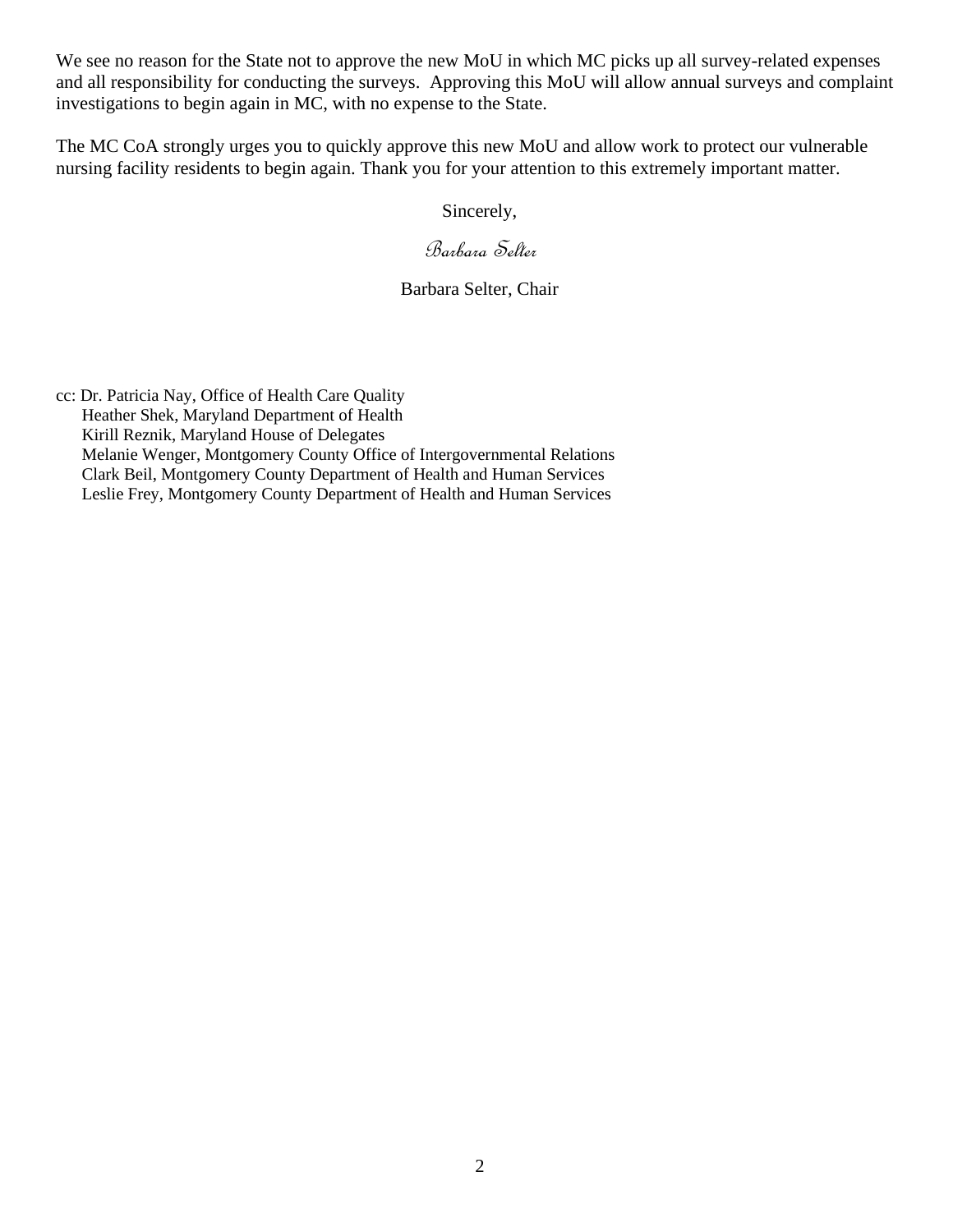We see no reason for the State not to approve the new MoU in which MC picks up all survey-related expenses and all responsibility for conducting the surveys. Approving this MoU will allow annual surveys and complaint investigations to begin again in MC, with no expense to the State.

The MC CoA strongly urges you to quickly approve this new MoU and allow work to protect our vulnerable nursing facility residents to begin again. Thank you for your attention to this extremely important matter.

Sincerely,

*Barbara Selter*

Barbara Selter, Chair

cc: Dr. Patricia Nay, Office of Health Care Quality
Heather Shek, Maryland Department of Health
Kirill Reznik, Maryland House of Delegates
Melanie Wenger, Montgomery County Office of Intergovernmental Relations
Clark Beil, Montgomery County Department of Health and Human Services
Leslie Frey, Montgomery County Department of Health and Human Services